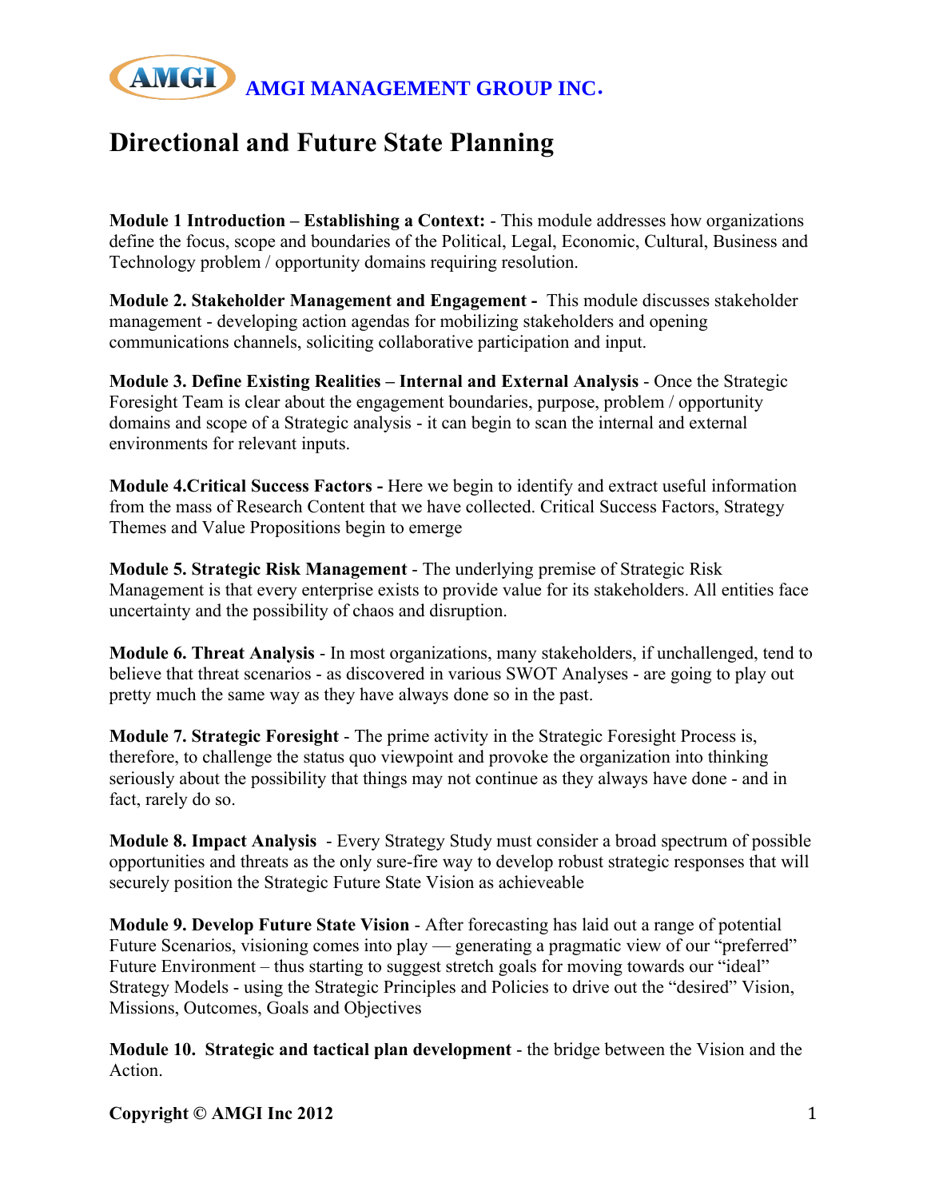**AMGI MANAGEMENT GROUP INC.**

# Directional and Future State Planning

**Module 1 Introduction – Establishing a Context:** - This module addresses how organizations define the focus, scope and boundaries of the Political, Legal, Economic, Cultural, Business and Technology problem / opportunity domains requiring resolution.

**Module 2. Stakeholder Management and Engagement -** This module discusses stakeholder management - developing action agendas for mobilizing stakeholders and opening communications channels, soliciting collaborative participation and input.

**Module 3. Define Existing Realities – Internal and External Analysis** - Once the Strategic Foresight Team is clear about the engagement boundaries, purpose, problem / opportunity domains and scope of a Strategic analysis - it can begin to scan the internal and external environments for relevant inputs.

**Module 4.Critical Success Factors -** Here we begin to identify and extract useful information from the mass of Research Content that we have collected. Critical Success Factors, Strategy Themes and Value Propositions begin to emerge

**Module 5. Strategic Risk Management** - The underlying premise of Strategic Risk Management is that every enterprise exists to provide value for its stakeholders. All entities face uncertainty and the possibility of chaos and disruption.

**Module 6. Threat Analysis** - In most organizations, many stakeholders, if unchallenged, tend to believe that threat scenarios - as discovered in various SWOT Analyses - are going to play out pretty much the same way as they have always done so in the past.

**Module 7. Strategic Foresight** - The prime activity in the Strategic Foresight Process is, therefore, to challenge the status quo viewpoint and provoke the organization into thinking seriously about the possibility that things may not continue as they always have done - and in fact, rarely do so.

**Module 8. Impact Analysis** - Every Strategy Study must consider a broad spectrum of possible opportunities and threats as the only sure-fire way to develop robust strategic responses that will securely position the Strategic Future State Vision as achieveable

**Module 9. Develop Future State Vision** - After forecasting has laid out a range of potential Future Scenarios, visioning comes into play — generating a pragmatic view of our "preferred" Future Environment – thus starting to suggest stretch goals for moving towards our "ideal" Strategy Models - using the Strategic Principles and Policies to drive out the "desired" Vision, Missions, Outcomes, Goals and Objectives

**Module 10. Strategic and tactical plan development** - the bridge between the Vision and the Action.

**Copyright © AMGI Inc 2012**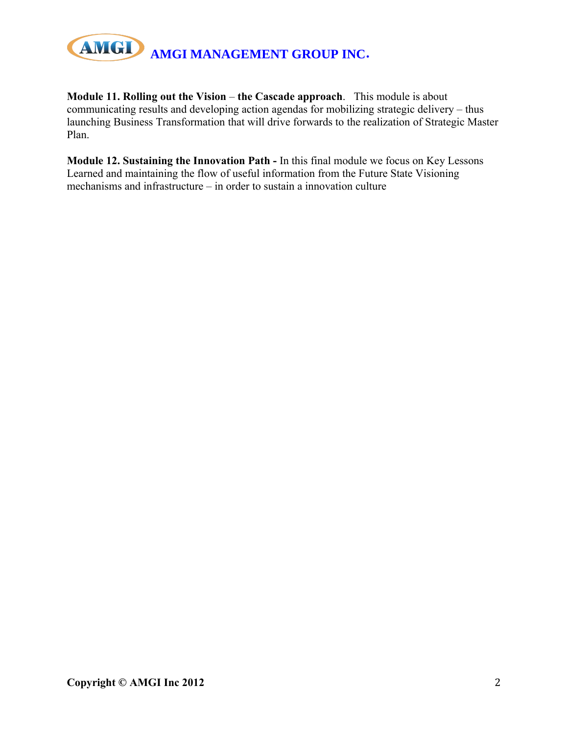**Module 11. Rolling out the Vision** – **the Cascade approach**. This module is about communicating results and developing action agendas for mobilizing strategic delivery – thus launching Business Transformation that will drive forwards to the realization of Strategic Master Plan.

**Module 12. Sustaining the Innovation Path -** In this final module we focus on Key Lessons Learned and maintaining the flow of useful information from the Future State Visioning mechanisms and infrastructure – in order to sustain a innovation culture